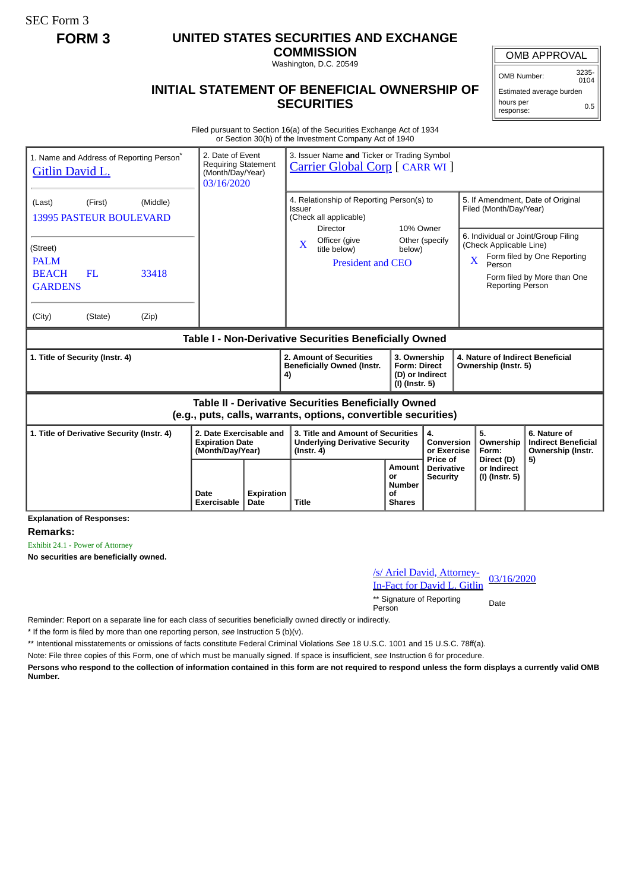SEC Form 3

# FORM 3

## UNITED STATES SECURITIES AND EXCHANGE COMMISSION

Washington, D.C. 20549

## INITIAL STATEMENT OF BENEFICIAL OWNERSHIP OF SECURITIES

| OMB APPROVAL | |
|---|---|
| OMB Number: | 3235-0104 |
| Estimated average burden | |
| hours per response: | 0.5 |

Filed pursuant to Section 16(a) of the Securities Exchange Act of 1934
or Section 30(h) of the Investment Company Act of 1940

| 1. Name and Address of Reporting Person* | 2. Date of Event Requiring Statement (Month/Day/Year) | 3. Issuer Name **and** Ticker or Trading Symbol |
|---|---|---|
| Gitlin David L. | 03/16/2020 | Carrier Global Corp [ CARR WI ] |
| (Last) (First) (Middle) 13995 PASTEUR BOULEVARD | | 4. Relationship of Reporting Person(s) to Issuer (Check all applicable): Director; 10% Owner; X Officer (give title below); Other (specify below) — President and CEO |
| (Street) PALM BEACH GARDENS FL 33418 | | 5. If Amendment, Date of Original Filed (Month/Day/Year) |
| (City) (State) (Zip) | | 6. Individual or Joint/Group Filing (Check Applicable Line): X Form filed by One Reporting Person; Form filed by More than One Reporting Person |

### Table I - Non-Derivative Securities Beneficially Owned

| 1. Title of Security (Instr. 4) | 2. Amount of Securities Beneficially Owned (Instr. 4) | 3. Ownership Form: Direct (D) or Indirect (I) (Instr. 5) | 4. Nature of Indirect Beneficial Ownership (Instr. 5) |
|---|---|---|---|

### Table II - Derivative Securities Beneficially Owned (e.g., puts, calls, warrants, options, convertible securities)

| 1. Title of Derivative Security (Instr. 4) | 2. Date Exercisable and Expiration Date (Month/Day/Year) | | 3. Title and Amount of Securities Underlying Derivative Security (Instr. 4) | | 4. Conversion or Exercise Price of Derivative Security | 5. Ownership Form: Direct (D) or Indirect (I) (Instr. 5) | 6. Nature of Indirect Beneficial Ownership (Instr. 5) |
|---|---|---|---|---|---|---|---|
| | Date Exercisable | Expiration Date | Title | Amount or Number of Shares | | | |

**Explanation of Responses:**

**Remarks:**

Exhibit 24.1 - Power of Attorney

**No securities are beneficially owned.**

| /s/ Ariel David, Attorney-In-Fact for David L. Gitlin | 03/16/2020 |
|---|---|
| ** Signature of Reporting Person | Date |

Reminder: Report on a separate line for each class of securities beneficially owned directly or indirectly.

\* If the form is filed by more than one reporting person, *see* Instruction 5 (b)(v).

** Intentional misstatements or omissions of facts constitute Federal Criminal Violations *See* 18 U.S.C. 1001 and 15 U.S.C. 78ff(a).

Note: File three copies of this Form, one of which must be manually signed. If space is insufficient, *see* Instruction 6 for procedure.

**Persons who respond to the collection of information contained in this form are not required to respond unless the form displays a currently valid OMB Number.**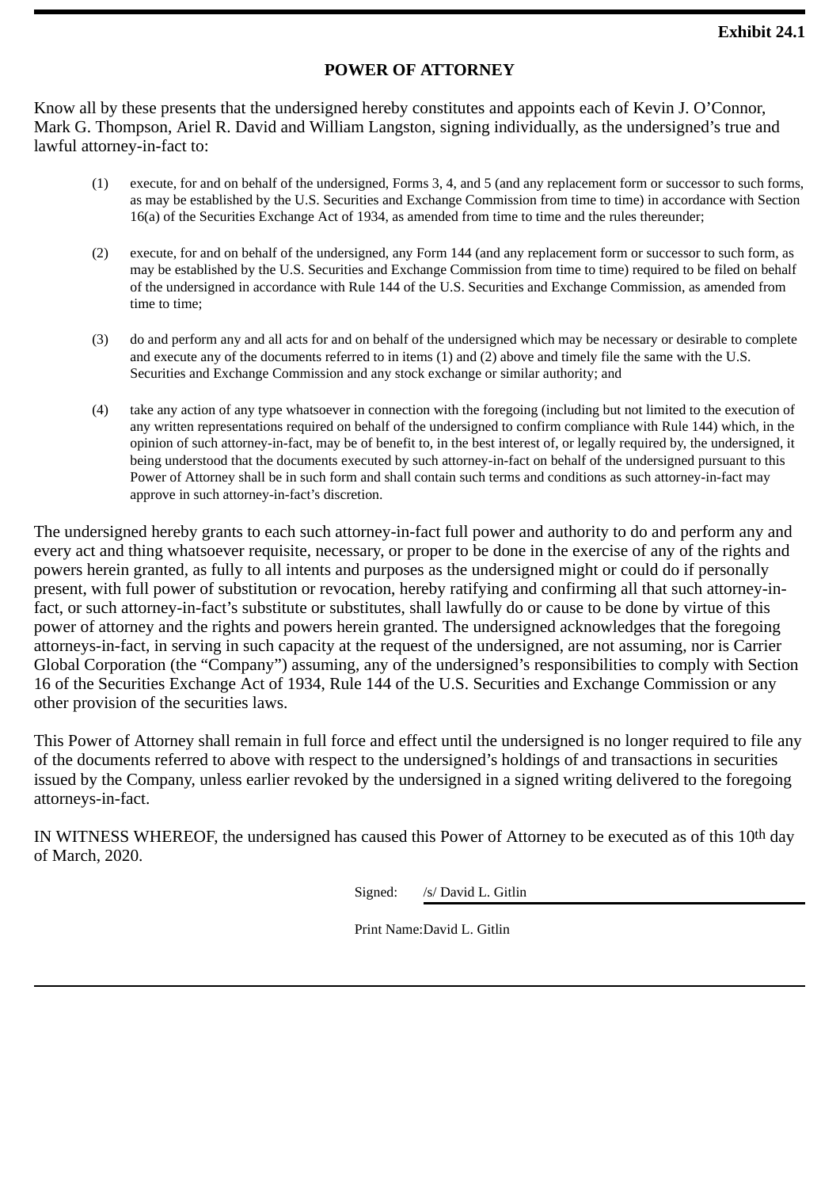**Exhibit 24.1**

# POWER OF ATTORNEY

Know all by these presents that the undersigned hereby constitutes and appoints each of Kevin J. O'Connor, Mark G. Thompson, Ariel R. David and William Langston, signing individually, as the undersigned's true and lawful attorney-in-fact to:

(1) execute, for and on behalf of the undersigned, Forms 3, 4, and 5 (and any replacement form or successor to such forms, as may be established by the U.S. Securities and Exchange Commission from time to time) in accordance with Section 16(a) of the Securities Exchange Act of 1934, as amended from time to time and the rules thereunder;

(2) execute, for and on behalf of the undersigned, any Form 144 (and any replacement form or successor to such form, as may be established by the U.S. Securities and Exchange Commission from time to time) required to be filed on behalf of the undersigned in accordance with Rule 144 of the U.S. Securities and Exchange Commission, as amended from time to time;

(3) do and perform any and all acts for and on behalf of the undersigned which may be necessary or desirable to complete and execute any of the documents referred to in items (1) and (2) above and timely file the same with the U.S. Securities and Exchange Commission and any stock exchange or similar authority; and

(4) take any action of any type whatsoever in connection with the foregoing (including but not limited to the execution of any written representations required on behalf of the undersigned to confirm compliance with Rule 144) which, in the opinion of such attorney-in-fact, may be of benefit to, in the best interest of, or legally required by, the undersigned, it being understood that the documents executed by such attorney-in-fact on behalf of the undersigned pursuant to this Power of Attorney shall be in such form and shall contain such terms and conditions as such attorney-in-fact may approve in such attorney-in-fact's discretion.

The undersigned hereby grants to each such attorney-in-fact full power and authority to do and perform any and every act and thing whatsoever requisite, necessary, or proper to be done in the exercise of any of the rights and powers herein granted, as fully to all intents and purposes as the undersigned might or could do if personally present, with full power of substitution or revocation, hereby ratifying and confirming all that such attorney-in-fact, or such attorney-in-fact's substitute or substitutes, shall lawfully do or cause to be done by virtue of this power of attorney and the rights and powers herein granted. The undersigned acknowledges that the foregoing attorneys-in-fact, in serving in such capacity at the request of the undersigned, are not assuming, nor is Carrier Global Corporation (the "Company") assuming, any of the undersigned's responsibilities to comply with Section 16 of the Securities Exchange Act of 1934, Rule 144 of the U.S. Securities and Exchange Commission or any other provision of the securities laws.

This Power of Attorney shall remain in full force and effect until the undersigned is no longer required to file any of the documents referred to above with respect to the undersigned's holdings of and transactions in securities issued by the Company, unless earlier revoked by the undersigned in a signed writing delivered to the foregoing attorneys-in-fact.

IN WITNESS WHEREOF, the undersigned has caused this Power of Attorney to be executed as of this 10th day of March, 2020.

Signed: /s/ David L. Gitlin

Print Name: David L. Gitlin